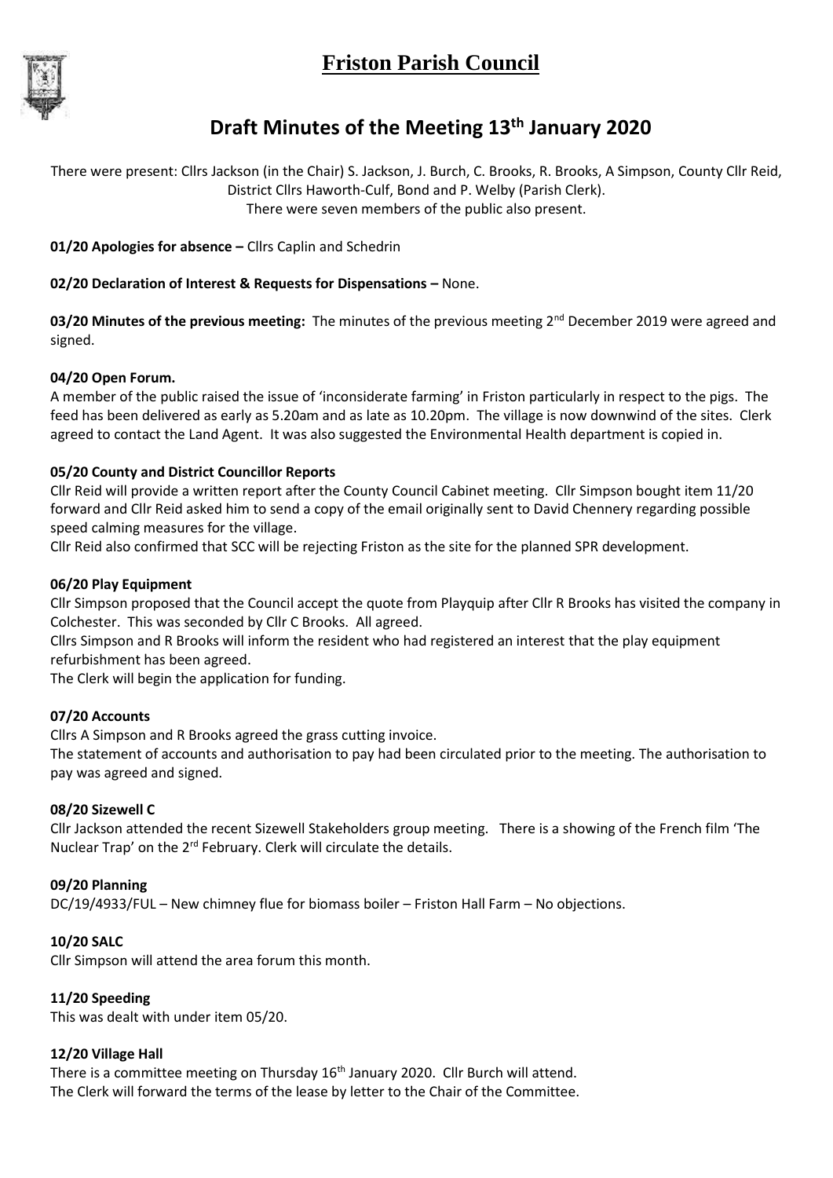# Friston Parish Council

## Draft Minutes of the Meeting 13th January 2020

There were present: Cllrs Jackson (in the Chair) S. Jackson, J. Burch, C. Brooks, R. Brooks, A Simpson, County Cllr Reid, District Cllrs Haworth-Culf, Bond and P. Welby (Parish Clerk).
There were seven members of the public also present.

**01/20 Apologies for absence –** Cllrs Caplin and Schedrin

**02/20 Declaration of Interest & Requests for Dispensations –** None.

**03/20 Minutes of the previous meeting:** The minutes of the previous meeting 2nd December 2019 were agreed and signed.

**04/20 Open Forum.**

A member of the public raised the issue of 'inconsiderate farming' in Friston particularly in respect to the pigs. The feed has been delivered as early as 5.20am and as late as 10.20pm. The village is now downwind of the sites. Clerk agreed to contact the Land Agent. It was also suggested the Environmental Health department is copied in.

**05/20 County and District Councillor Reports**

Cllr Reid will provide a written report after the County Council Cabinet meeting. Cllr Simpson bought item 11/20 forward and Cllr Reid asked him to send a copy of the email originally sent to David Chennery regarding possible speed calming measures for the village.

Cllr Reid also confirmed that SCC will be rejecting Friston as the site for the planned SPR development.

**06/20 Play Equipment**

Cllr Simpson proposed that the Council accept the quote from Playquip after Cllr R Brooks has visited the company in Colchester. This was seconded by Cllr C Brooks. All agreed.

Cllrs Simpson and R Brooks will inform the resident who had registered an interest that the play equipment refurbishment has been agreed.

The Clerk will begin the application for funding.

**07/20 Accounts**

Cllrs A Simpson and R Brooks agreed the grass cutting invoice.

The statement of accounts and authorisation to pay had been circulated prior to the meeting. The authorisation to pay was agreed and signed.

**08/20 Sizewell C**

Cllr Jackson attended the recent Sizewell Stakeholders group meeting. There is a showing of the French film 'The Nuclear Trap' on the 2rd February. Clerk will circulate the details.

**09/20 Planning**

DC/19/4933/FUL – New chimney flue for biomass boiler – Friston Hall Farm – No objections.

**10/20 SALC**

Cllr Simpson will attend the area forum this month.

**11/20 Speeding**

This was dealt with under item 05/20.

**12/20 Village Hall**

There is a committee meeting on Thursday 16th January 2020. Cllr Burch will attend.

The Clerk will forward the terms of the lease by letter to the Chair of the Committee.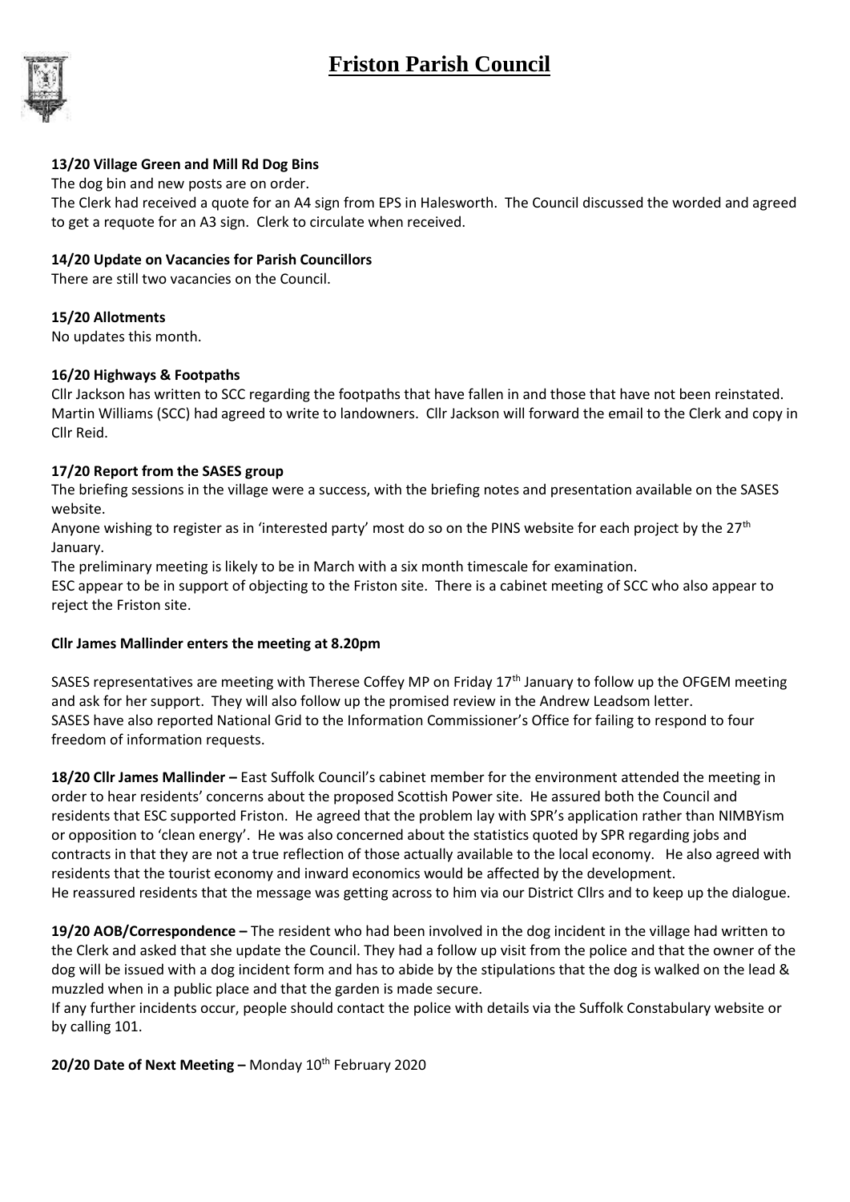# Friston Parish Council

**13/20 Village Green and Mill Rd Dog Bins**

The dog bin and new posts are on order.

The Clerk had received a quote for an A4 sign from EPS in Halesworth. The Council discussed the worded and agreed to get a requote for an A3 sign. Clerk to circulate when received.

**14/20 Update on Vacancies for Parish Councillors**

There are still two vacancies on the Council.

**15/20 Allotments**

No updates this month.

**16/20 Highways & Footpaths**

Cllr Jackson has written to SCC regarding the footpaths that have fallen in and those that have not been reinstated. Martin Williams (SCC) had agreed to write to landowners. Cllr Jackson will forward the email to the Clerk and copy in Cllr Reid.

**17/20 Report from the SASES group**

The briefing sessions in the village were a success, with the briefing notes and presentation available on the SASES website.

Anyone wishing to register as in 'interested party' most do so on the PINS website for each project by the 27th January.

The preliminary meeting is likely to be in March with a six month timescale for examination.

ESC appear to be in support of objecting to the Friston site. There is a cabinet meeting of SCC who also appear to reject the Friston site.

**Cllr James Mallinder enters the meeting at 8.20pm**

SASES representatives are meeting with Therese Coffey MP on Friday 17th January to follow up the OFGEM meeting and ask for her support. They will also follow up the promised review in the Andrew Leadsom letter.

SASES have also reported National Grid to the Information Commissioner's Office for failing to respond to four freedom of information requests.

**18/20 Cllr James Mallinder –** East Suffolk Council's cabinet member for the environment attended the meeting in order to hear residents' concerns about the proposed Scottish Power site. He assured both the Council and residents that ESC supported Friston. He agreed that the problem lay with SPR's application rather than NIMBYism or opposition to 'clean energy'. He was also concerned about the statistics quoted by SPR regarding jobs and contracts in that they are not a true reflection of those actually available to the local economy. He also agreed with residents that the tourist economy and inward economics would be affected by the development.

He reassured residents that the message was getting across to him via our District Cllrs and to keep up the dialogue.

**19/20 AOB/Correspondence –** The resident who had been involved in the dog incident in the village had written to the Clerk and asked that she update the Council. They had a follow up visit from the police and that the owner of the dog will be issued with a dog incident form and has to abide by the stipulations that the dog is walked on the lead & muzzled when in a public place and that the garden is made secure.

If any further incidents occur, people should contact the police with details via the Suffolk Constabulary website or by calling 101.

**20/20 Date of Next Meeting –** Monday 10th February 2020